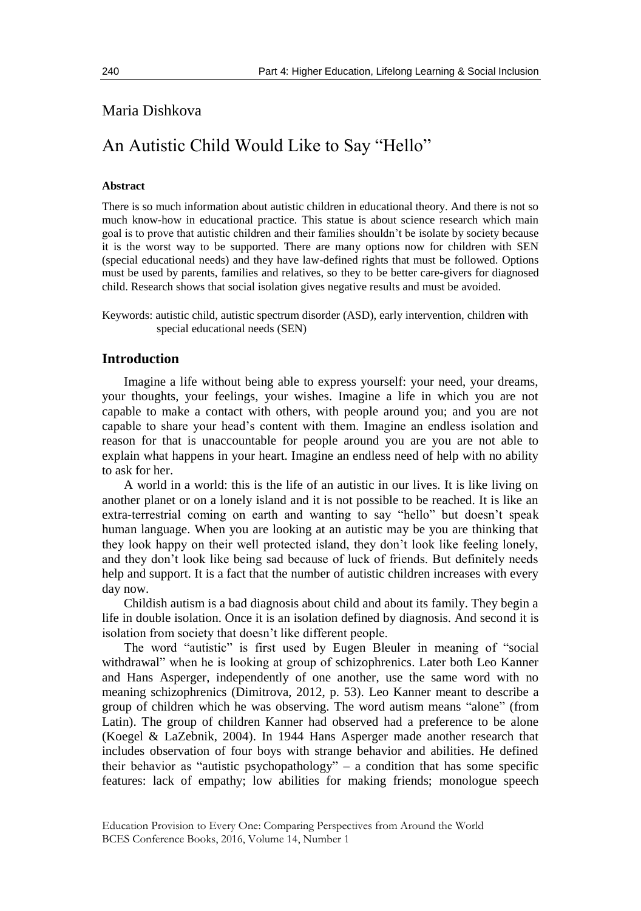Maria Dishkova

# An Autistic Child Would Like to Say "Hello"

### Abstract

There is so much information about autistic children in educational theory. And there is not so much know-how in educational practice. This statue is about science research which main goal is to prove that autistic children and their families shouldn't be isolate by society because it is the worst way to be supported. There are many options now for children with SEN (special educational needs) and they have law-defined rights that must be followed. Options must be used by parents, families and relatives, so they to be better care-givers for diagnosed child. Research shows that social isolation gives negative results and must be avoided.

Keywords: autistic child, autistic spectrum disorder (ASD), early intervention, children with special educational needs (SEN)

## Introduction

Imagine a life without being able to express yourself: your need, your dreams, your thoughts, your feelings, your wishes. Imagine a life in which you are not capable to make a contact with others, with people around you; and you are not capable to share your head's content with them. Imagine an endless isolation and reason for that is unaccountable for people around you are you are not able to explain what happens in your heart. Imagine an endless need of help with no ability to ask for her.

A world in a world: this is the life of an autistic in our lives. It is like living on another planet or on a lonely island and it is not possible to be reached. It is like an extra-terrestrial coming on earth and wanting to say "hello" but doesn't speak human language. When you are looking at an autistic may be you are thinking that they look happy on their well protected island, they don't look like feeling lonely, and they don't look like being sad because of luck of friends. But definitely needs help and support. It is a fact that the number of autistic children increases with every day now.

Childish autism is a bad diagnosis about child and about its family. They begin a life in double isolation. Once it is an isolation defined by diagnosis. And second it is isolation from society that doesn't like different people.

The word "autistic" is first used by Eugen Bleuler in meaning of "social withdrawal" when he is looking at group of schizophrenics. Later both Leo Kanner and Hans Asperger, independently of one another, use the same word with no meaning schizophrenics (Dimitrova, 2012, p. 53). Leo Kanner meant to describe a group of children which he was observing. The word autism means "alone" (from Latin). The group of children Kanner had observed had a preference to be alone (Koegel & LaZebnik, 2004). In 1944 Hans Asperger made another research that includes observation of four boys with strange behavior and abilities. He defined their behavior as "autistic psychopathology" – a condition that has some specific features: lack of empathy; low abilities for making friends; monologue speech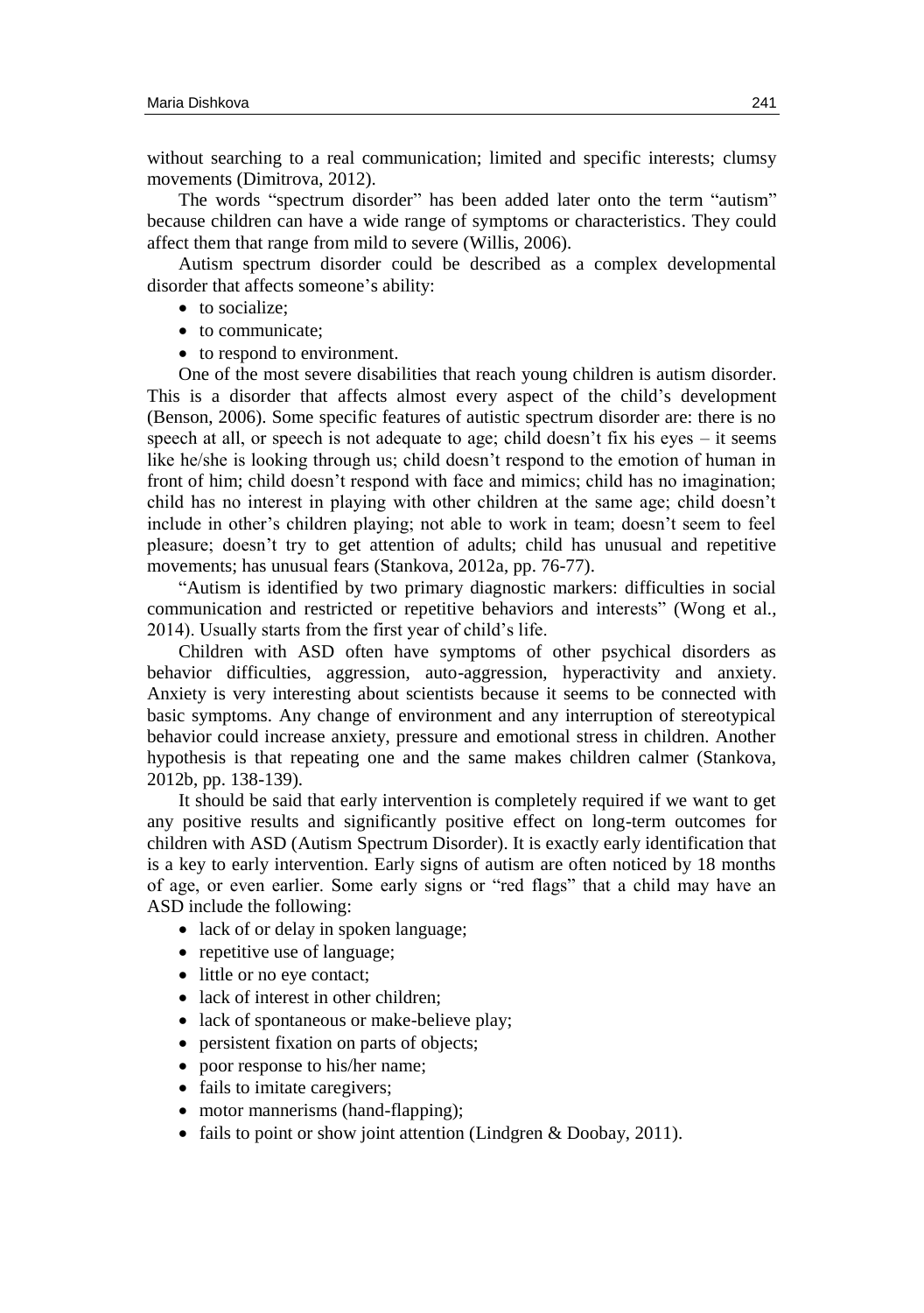without searching to a real communication; limited and specific interests; clumsy movements (Dimitrova, 2012).

The words "spectrum disorder" has been added later onto the term "autism" because children can have a wide range of symptoms or characteristics. They could affect them that range from mild to severe (Willis, 2006).

Autism spectrum disorder could be described as a complex developmental disorder that affects someone's ability:

- to socialize;
- to communicate;
- to respond to environment.

One of the most severe disabilities that reach young children is autism disorder. This is a disorder that affects almost every aspect of the child's development (Benson, 2006). Some specific features of autistic spectrum disorder are: there is no speech at all, or speech is not adequate to age; child doesn't fix his eyes – it seems like he/she is looking through us; child doesn't respond to the emotion of human in front of him; child doesn't respond with face and mimics; child has no imagination; child has no interest in playing with other children at the same age; child doesn't include in other's children playing; not able to work in team; doesn't seem to feel pleasure; doesn't try to get attention of adults; child has unusual and repetitive movements; has unusual fears (Stankova, 2012a, pp. 76-77).

"Autism is identified by two primary diagnostic markers: difficulties in social communication and restricted or repetitive behaviors and interests" (Wong et al., 2014). Usually starts from the first year of child's life.

Children with ASD often have symptoms of other psychical disorders as behavior difficulties, aggression, auto-aggression, hyperactivity and anxiety. Anxiety is very interesting about scientists because it seems to be connected with basic symptoms. Any change of environment and any interruption of stereotypical behavior could increase anxiety, pressure and emotional stress in children. Another hypothesis is that repeating one and the same makes children calmer (Stankova, 2012b, pp. 138-139).

It should be said that early intervention is completely required if we want to get any positive results and significantly positive effect on long-term outcomes for children with ASD (Autism Spectrum Disorder). It is exactly early identification that is a key to early intervention. Early signs of autism are often noticed by 18 months of age, or even earlier. Some early signs or "red flags" that a child may have an ASD include the following:

- lack of or delay in spoken language;
- repetitive use of language;
- little or no eye contact;
- lack of interest in other children;
- lack of spontaneous or make-believe play;
- persistent fixation on parts of objects;
- poor response to his/her name;
- fails to imitate caregivers;
- motor mannerisms (hand-flapping);
- fails to point or show joint attention (Lindgren & Doobay, 2011).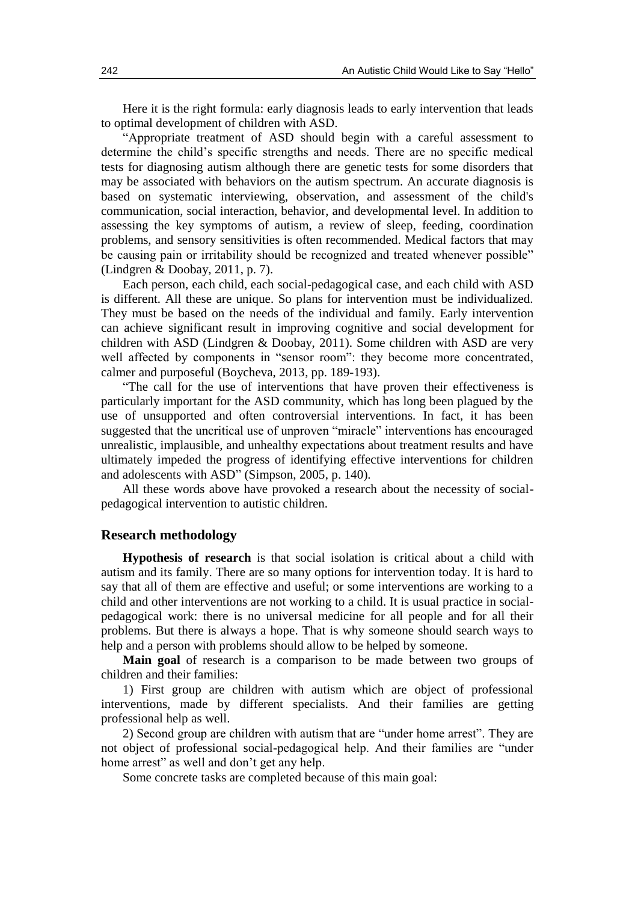Here it is the right formula: early diagnosis leads to early intervention that leads to optimal development of children with ASD.

"Appropriate treatment of ASD should begin with a careful assessment to determine the child's specific strengths and needs. There are no specific medical tests for diagnosing autism although there are genetic tests for some disorders that may be associated with behaviors on the autism spectrum. An accurate diagnosis is based on systematic interviewing, observation, and assessment of the child's communication, social interaction, behavior, and developmental level. In addition to assessing the key symptoms of autism, a review of sleep, feeding, coordination problems, and sensory sensitivities is often recommended. Medical factors that may be causing pain or irritability should be recognized and treated whenever possible" (Lindgren & Doobay, 2011, p. 7).

Each person, each child, each social-pedagogical case, and each child with ASD is different. All these are unique. So plans for intervention must be individualized. They must be based on the needs of the individual and family. Early intervention can achieve significant result in improving cognitive and social development for children with ASD (Lindgren & Doobay, 2011). Some children with ASD are very well affected by components in "sensor room": they become more concentrated, calmer and purposeful (Boycheva, 2013, pp. 189-193).

"The call for the use of interventions that have proven their effectiveness is particularly important for the ASD community, which has long been plagued by the use of unsupported and often controversial interventions. In fact, it has been suggested that the uncritical use of unproven "miracle" interventions has encouraged unrealistic, implausible, and unhealthy expectations about treatment results and have ultimately impeded the progress of identifying effective interventions for children and adolescents with ASD" (Simpson, 2005, p. 140).

All these words above have provoked a research about the necessity of social-pedagogical intervention to autistic children.

## Research methodology

**Hypothesis of research** is that social isolation is critical about a child with autism and its family. There are so many options for intervention today. It is hard to say that all of them are effective and useful; or some interventions are working to a child and other interventions are not working to a child. It is usual practice in social-pedagogical work: there is no universal medicine for all people and for all their problems. But there is always a hope. That is why someone should search ways to help and a person with problems should allow to be helped by someone.

**Main goal** of research is a comparison to be made between two groups of children and their families:

1) First group are children with autism which are object of professional interventions, made by different specialists. And their families are getting professional help as well.

2) Second group are children with autism that are "under home arrest". They are not object of professional social-pedagogical help. And their families are "under home arrest" as well and don't get any help.

Some concrete tasks are completed because of this main goal: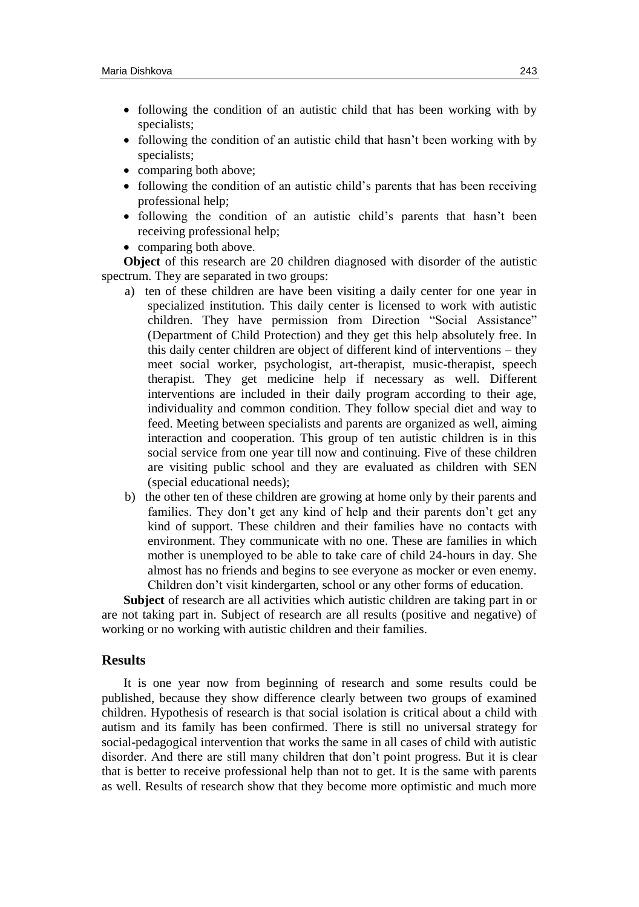- following the condition of an autistic child that has been working with by specialists;
- following the condition of an autistic child that hasn't been working with by specialists;
- comparing both above;
- following the condition of an autistic child's parents that has been receiving professional help;
- following the condition of an autistic child's parents that hasn't been receiving professional help;
- comparing both above.

**Object** of this research are 20 children diagnosed with disorder of the autistic spectrum. They are separated in two groups:

a) ten of these children are have been visiting a daily center for one year in specialized institution. This daily center is licensed to work with autistic children. They have permission from Direction "Social Assistance" (Department of Child Protection) and they get this help absolutely free. In this daily center children are object of different kind of interventions – they meet social worker, psychologist, art-therapist, music-therapist, speech therapist. They get medicine help if necessary as well. Different interventions are included in their daily program according to their age, individuality and common condition. They follow special diet and way to feed. Meeting between specialists and parents are organized as well, aiming interaction and cooperation. This group of ten autistic children is in this social service from one year till now and continuing. Five of these children are visiting public school and they are evaluated as children with SEN (special educational needs);

b) the other ten of these children are growing at home only by their parents and families. They don't get any kind of help and their parents don't get any kind of support. These children and their families have no contacts with environment. They communicate with no one. These are families in which mother is unemployed to be able to take care of child 24-hours in day. She almost has no friends and begins to see everyone as mocker or even enemy. Children don't visit kindergarten, school or any other forms of education.

**Subject** of research are all activities which autistic children are taking part in or are not taking part in. Subject of research are all results (positive and negative) of working or no working with autistic children and their families.

## Results

It is one year now from beginning of research and some results could be published, because they show difference clearly between two groups of examined children. Hypothesis of research is that social isolation is critical about a child with autism and its family has been confirmed. There is still no universal strategy for social-pedagogical intervention that works the same in all cases of child with autistic disorder. And there are still many children that don't point progress. But it is clear that is better to receive professional help than not to get. It is the same with parents as well. Results of research show that they become more optimistic and much more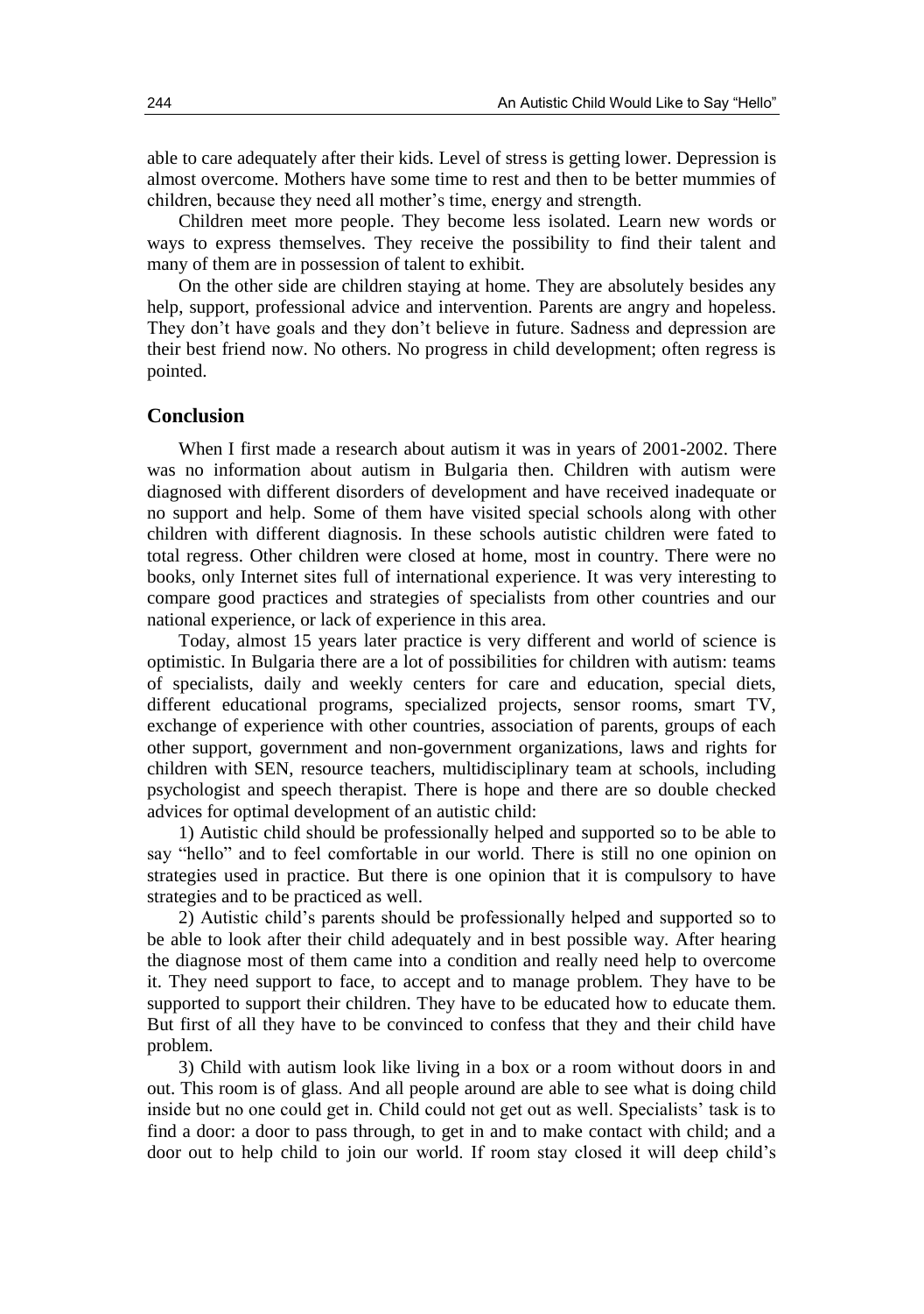able to care adequately after their kids. Level of stress is getting lower. Depression is almost overcome. Mothers have some time to rest and then to be better mummies of children, because they need all mother's time, energy and strength.

Children meet more people. They become less isolated. Learn new words or ways to express themselves. They receive the possibility to find their talent and many of them are in possession of talent to exhibit.

On the other side are children staying at home. They are absolutely besides any help, support, professional advice and intervention. Parents are angry and hopeless. They don't have goals and they don't believe in future. Sadness and depression are their best friend now. No others. No progress in child development; often regress is pointed.

## Conclusion

When I first made a research about autism it was in years of 2001-2002. There was no information about autism in Bulgaria then. Children with autism were diagnosed with different disorders of development and have received inadequate or no support and help. Some of them have visited special schools along with other children with different diagnosis. In these schools autistic children were fated to total regress. Other children were closed at home, most in country. There were no books, only Internet sites full of international experience. It was very interesting to compare good practices and strategies of specialists from other countries and our national experience, or lack of experience in this area.

Today, almost 15 years later practice is very different and world of science is optimistic. In Bulgaria there are a lot of possibilities for children with autism: teams of specialists, daily and weekly centers for care and education, special diets, different educational programs, specialized projects, sensor rooms, smart TV, exchange of experience with other countries, association of parents, groups of each other support, government and non-government organizations, laws and rights for children with SEN, resource teachers, multidisciplinary team at schools, including psychologist and speech therapist. There is hope and there are so double checked advices for optimal development of an autistic child:

1) Autistic child should be professionally helped and supported so to be able to say "hello" and to feel comfortable in our world. There is still no one opinion on strategies used in practice. But there is one opinion that it is compulsory to have strategies and to be practiced as well.

2) Autistic child's parents should be professionally helped and supported so to be able to look after their child adequately and in best possible way. After hearing the diagnose most of them came into a condition and really need help to overcome it. They need support to face, to accept and to manage problem. They have to be supported to support their children. They have to be educated how to educate them. But first of all they have to be convinced to confess that they and their child have problem.

3) Child with autism look like living in a box or a room without doors in and out. This room is of glass. And all people around are able to see what is doing child inside but no one could get in. Child could not get out as well. Specialists' task is to find a door: a door to pass through, to get in and to make contact with child; and a door out to help child to join our world. If room stay closed it will deep child's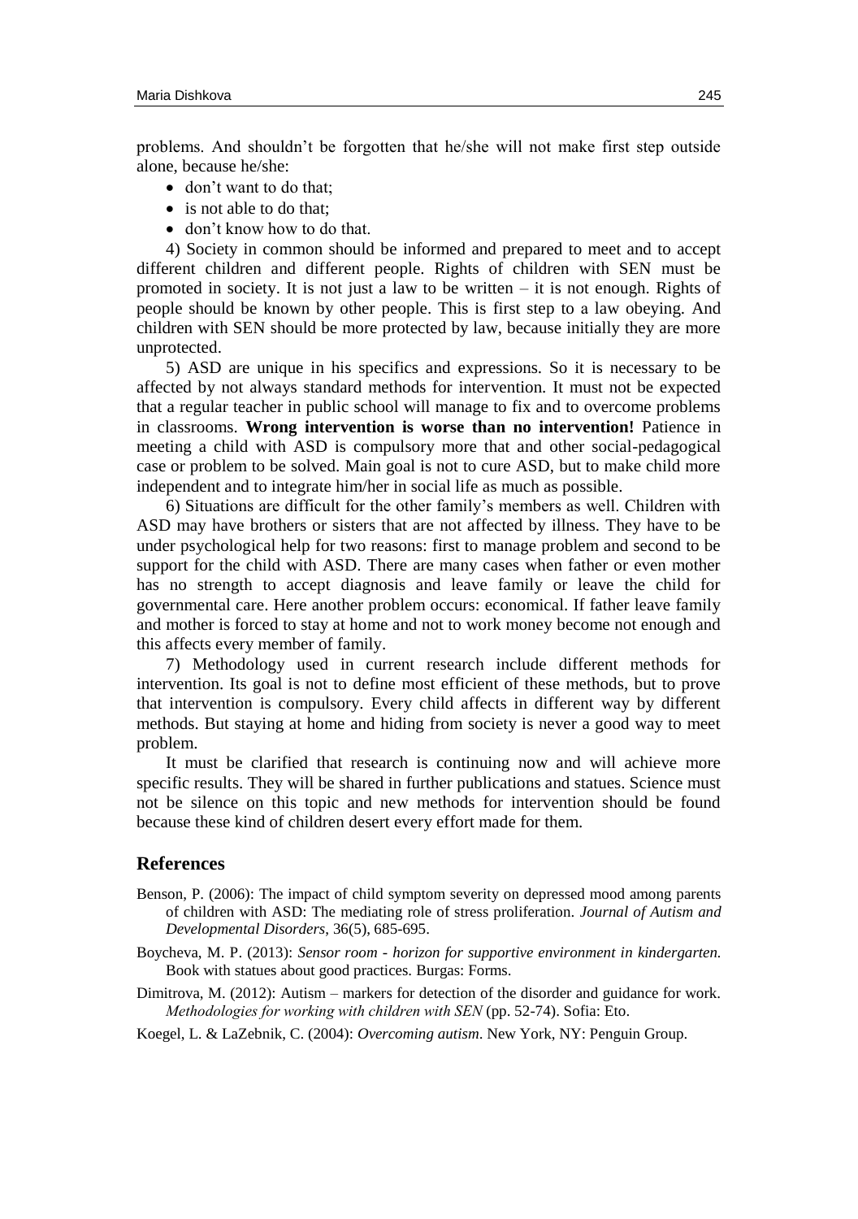problems. And shouldn't be forgotten that he/she will not make first step outside alone, because he/she:

- don't want to do that;
- is not able to do that;
- don't know how to do that.

4) Society in common should be informed and prepared to meet and to accept different children and different people. Rights of children with SEN must be promoted in society. It is not just a law to be written – it is not enough. Rights of people should be known by other people. This is first step to a law obeying. And children with SEN should be more protected by law, because initially they are more unprotected.

5) ASD are unique in his specifics and expressions. So it is necessary to be affected by not always standard methods for intervention. It must not be expected that a regular teacher in public school will manage to fix and to overcome problems in classrooms. **Wrong intervention is worse than no intervention!** Patience in meeting a child with ASD is compulsory more that and other social-pedagogical case or problem to be solved. Main goal is not to cure ASD, but to make child more independent and to integrate him/her in social life as much as possible.

6) Situations are difficult for the other family's members as well. Children with ASD may have brothers or sisters that are not affected by illness. They have to be under psychological help for two reasons: first to manage problem and second to be support for the child with ASD. There are many cases when father or even mother has no strength to accept diagnosis and leave family or leave the child for governmental care. Here another problem occurs: economical. If father leave family and mother is forced to stay at home and not to work money become not enough and this affects every member of family.

7) Methodology used in current research include different methods for intervention. Its goal is not to define most efficient of these methods, but to prove that intervention is compulsory. Every child affects in different way by different methods. But staying at home and hiding from society is never a good way to meet problem.

It must be clarified that research is continuing now and will achieve more specific results. They will be shared in further publications and statues. Science must not be silence on this topic and new methods for intervention should be found because these kind of children desert every effort made for them.

## References

Benson, P. (2006): The impact of child symptom severity on depressed mood among parents of children with ASD: The mediating role of stress proliferation. *Journal of Autism and Developmental Disorders*, 36(5), 685-695.

Boycheva, M. P. (2013): *Sensor room - horizon for supportive environment in kindergarten.* Book with statues about good practices. Burgas: Forms.

Dimitrova, M. (2012): Autism – markers for detection of the disorder and guidance for work. *Methodologies for working with children with SEN* (pp. 52-74). Sofia: Eto.

Koegel, L. & LaZebnik, C. (2004): *Overcoming autism*. New York, NY: Penguin Group.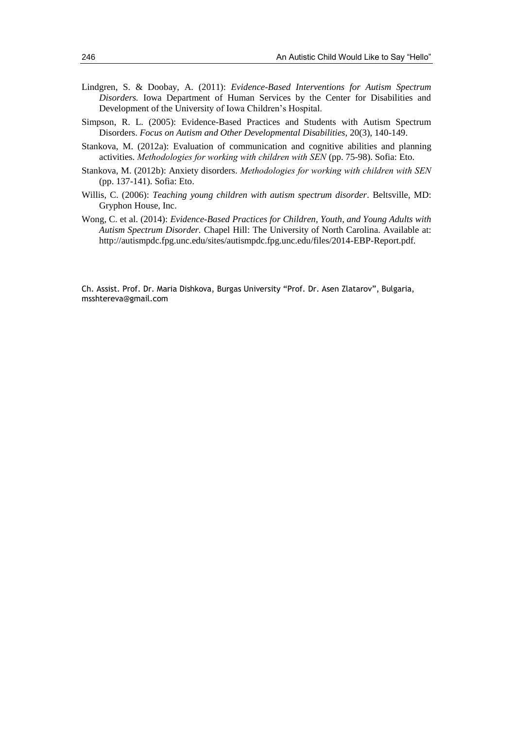Lindgren, S. & Doobay, A. (2011): *Evidence-Based Interventions for Autism Spectrum Disorders.* Iowa Department of Human Services by the Center for Disabilities and Development of the University of Iowa Children's Hospital.

Simpson, R. L. (2005): Evidence-Based Practices and Students with Autism Spectrum Disorders. *Focus on Autism and Other Developmental Disabilities*, 20(3), 140-149.

Stankova, M. (2012a): Evaluation of communication and cognitive abilities and planning activities. *Methodologies for working with children with SEN* (pp. 75-98). Sofia: Eto.

Stankova, M. (2012b): Anxiety disorders. *Methodologies for working with children with SEN* (pp. 137-141). Sofia: Eto.

Willis, C. (2006): *Teaching young children with autism spectrum disorder*. Beltsville, MD: Gryphon House, Inc.

Wong, C. et al. (2014): *Evidence-Based Practices for Children, Youth, and Young Adults with Autism Spectrum Disorder.* Chapel Hill: The University of North Carolina. Available at: http://autismpdc.fpg.unc.edu/sites/autismpdc.fpg.unc.edu/files/2014-EBP-Report.pdf.

Ch. Assist. Prof. Dr. Maria Dishkova, Burgas University "Prof. Dr. Asen Zlatarov", Bulgaria, msshtereva@gmail.com